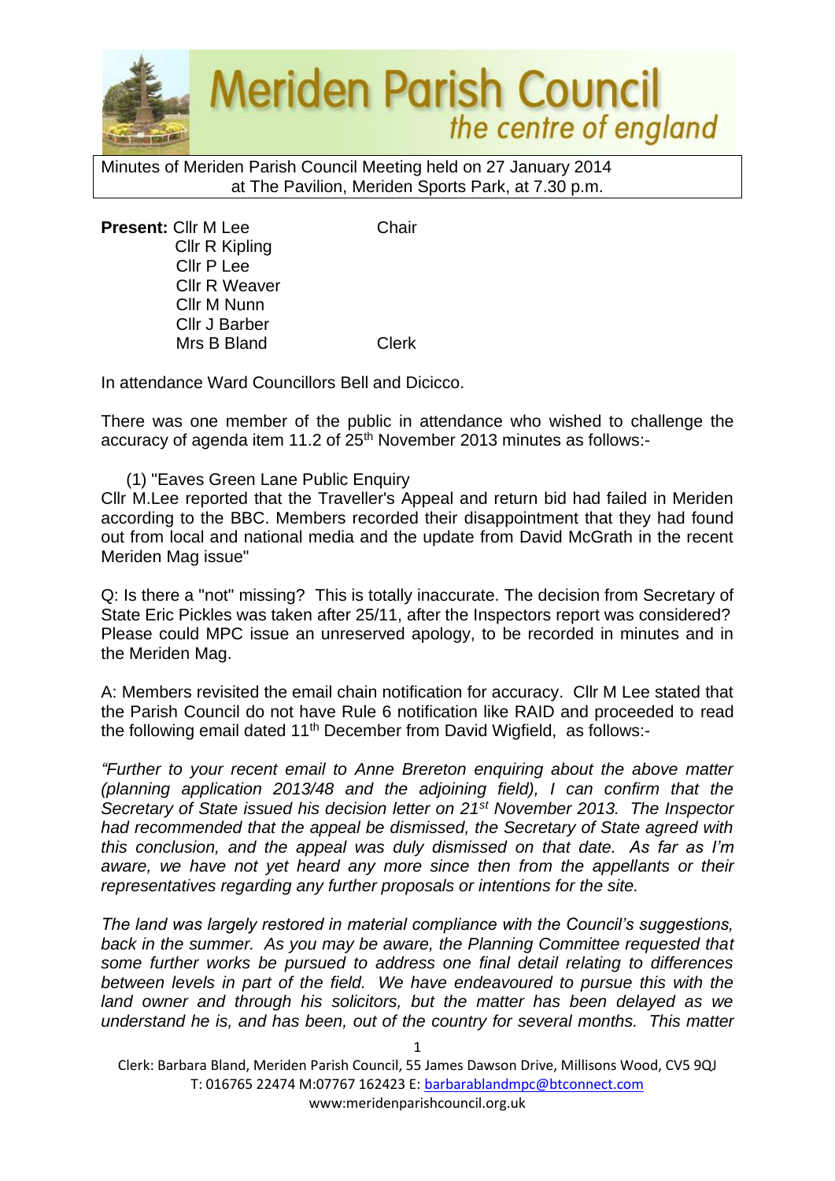Meriden Parish Council *the centre of england*

Minutes of Meriden Parish Council Meeting held on 27 January 2014 at The Pavilion, Meriden Sports Park, at 7.30 p.m.

**Present:** Cllr M Lee — Chair
Cllr R Kipling
Cllr P Lee
Cllr R Weaver
Cllr M Nunn
Cllr J Barber
Mrs B Bland — Clerk

In attendance Ward Councillors Bell and Dicicco.

There was one member of the public in attendance who wished to challenge the accuracy of agenda item 11.2 of 25th November 2013 minutes as follows:-

(1) "Eaves Green Lane Public Enquiry
Cllr M.Lee reported that the Traveller's Appeal and return bid had failed in Meriden according to the BBC. Members recorded their disappointment that they had found out from local and national media and the update from David McGrath in the recent Meriden Mag issue"

Q: Is there a "not" missing? This is totally inaccurate. The decision from Secretary of State Eric Pickles was taken after 25/11, after the Inspectors report was considered? Please could MPC issue an unreserved apology, to be recorded in minutes and in the Meriden Mag.

A: Members revisited the email chain notification for accuracy. Cllr M Lee stated that the Parish Council do not have Rule 6 notification like RAID and proceeded to read the following email dated 11th December from David Wigfield, as follows:-

*"Further to your recent email to Anne Brereton enquiring about the above matter (planning application 2013/48 and the adjoining field), I can confirm that the Secretary of State issued his decision letter on 21st November 2013. The Inspector had recommended that the appeal be dismissed, the Secretary of State agreed with this conclusion, and the appeal was duly dismissed on that date. As far as I'm aware, we have not yet heard any more since then from the appellants or their representatives regarding any further proposals or intentions for the site.*

*The land was largely restored in material compliance with the Council's suggestions, back in the summer. As you may be aware, the Planning Committee requested that some further works be pursued to address one final detail relating to differences between levels in part of the field. We have endeavoured to pursue this with the land owner and through his solicitors, but the matter has been delayed as we understand he is, and has been, out of the country for several months. This matter*

Clerk: Barbara Bland, Meriden Parish Council, 55 James Dawson Drive, Millisons Wood, CV5 9QJ
T: 016765 22474 M:07767 162423 E: barbarablandmpc@btconnect.com
www:meridenparishcouncil.org.uk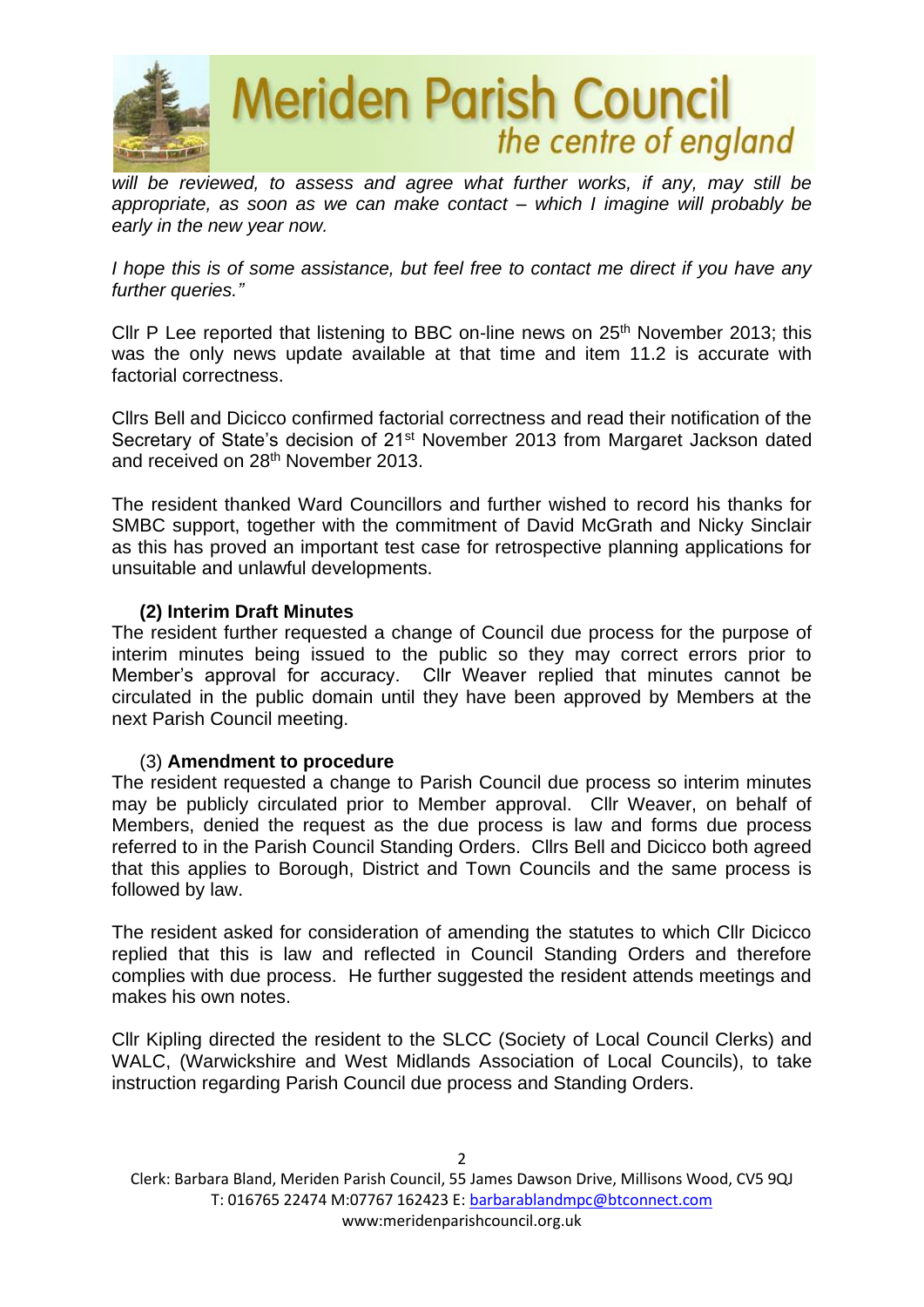*will be reviewed, to assess and agree what further works, if any, may still be appropriate, as soon as we can make contact – which I imagine will probably be early in the new year now.*

*I hope this is of some assistance, but feel free to contact me direct if you have any further queries."*

Cllr P Lee reported that listening to BBC on-line news on 25th November 2013; this was the only news update available at that time and item 11.2 is accurate with factorial correctness.

Cllrs Bell and Dicicco confirmed factorial correctness and read their notification of the Secretary of State's decision of 21st November 2013 from Margaret Jackson dated and received on 28th November 2013.

The resident thanked Ward Councillors and further wished to record his thanks for SMBC support, together with the commitment of David McGrath and Nicky Sinclair as this has proved an important test case for retrospective planning applications for unsuitable and unlawful developments.

**(2) Interim Draft Minutes**

The resident further requested a change of Council due process for the purpose of interim minutes being issued to the public so they may correct errors prior to Member's approval for accuracy. Cllr Weaver replied that minutes cannot be circulated in the public domain until they have been approved by Members at the next Parish Council meeting.

(3) **Amendment to procedure**

The resident requested a change to Parish Council due process so interim minutes may be publicly circulated prior to Member approval. Cllr Weaver, on behalf of Members, denied the request as the due process is law and forms due process referred to in the Parish Council Standing Orders. Cllrs Bell and Dicicco both agreed that this applies to Borough, District and Town Councils and the same process is followed by law.

The resident asked for consideration of amending the statutes to which Cllr Dicicco replied that this is law and reflected in Council Standing Orders and therefore complies with due process. He further suggested the resident attends meetings and makes his own notes.

Cllr Kipling directed the resident to the SLCC (Society of Local Council Clerks) and WALC, (Warwickshire and West Midlands Association of Local Councils), to take instruction regarding Parish Council due process and Standing Orders.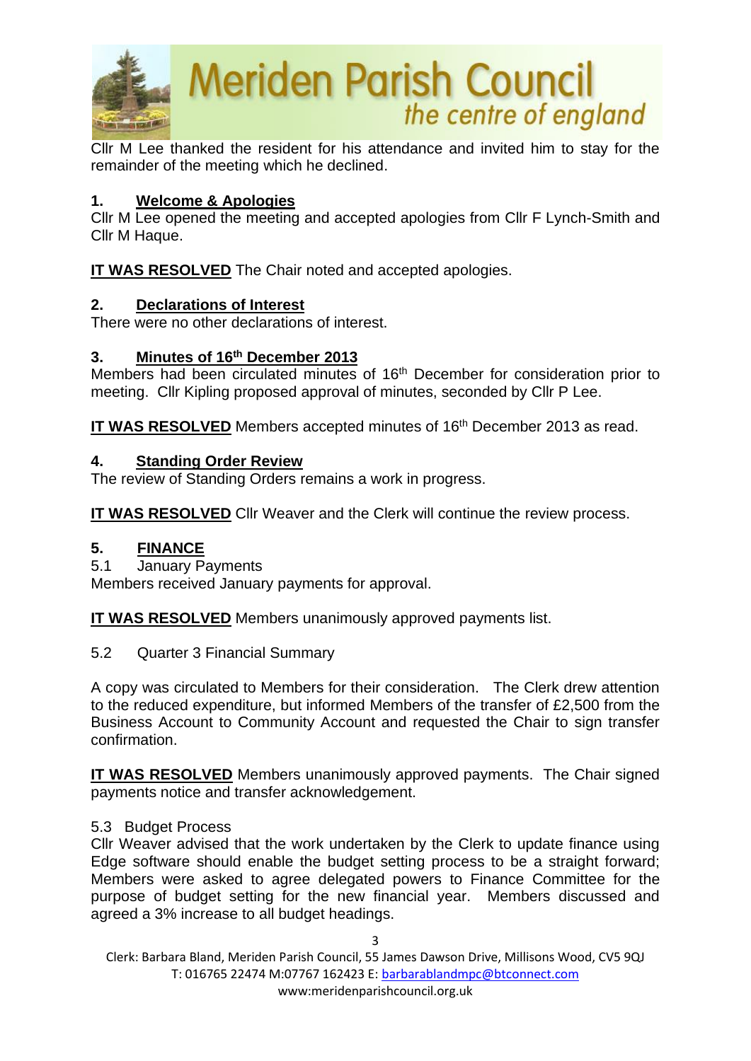Cllr M Lee thanked the resident for his attendance and invited him to stay for the remainder of the meeting which he declined.

**1. Welcome & Apologies**

Cllr M Lee opened the meeting and accepted apologies from Cllr F Lynch-Smith and Cllr M Haque.

**IT WAS RESOLVED** The Chair noted and accepted apologies.

**2. Declarations of Interest**

There were no other declarations of interest.

**3. Minutes of 16th December 2013**

Members had been circulated minutes of 16th December for consideration prior to meeting. Cllr Kipling proposed approval of minutes, seconded by Cllr P Lee.

**IT WAS RESOLVED** Members accepted minutes of 16th December 2013 as read.

**4. Standing Order Review**

The review of Standing Orders remains a work in progress.

**IT WAS RESOLVED** Cllr Weaver and the Clerk will continue the review process.

**5. FINANCE**

5.1 January Payments

Members received January payments for approval.

**IT WAS RESOLVED** Members unanimously approved payments list.

5.2 Quarter 3 Financial Summary

A copy was circulated to Members for their consideration. The Clerk drew attention to the reduced expenditure, but informed Members of the transfer of £2,500 from the Business Account to Community Account and requested the Chair to sign transfer confirmation.

**IT WAS RESOLVED** Members unanimously approved payments. The Chair signed payments notice and transfer acknowledgement.

5.3 Budget Process

Cllr Weaver advised that the work undertaken by the Clerk to update finance using Edge software should enable the budget setting process to be a straight forward; Members were asked to agree delegated powers to Finance Committee for the purpose of budget setting for the new financial year. Members discussed and agreed a 3% increase to all budget headings.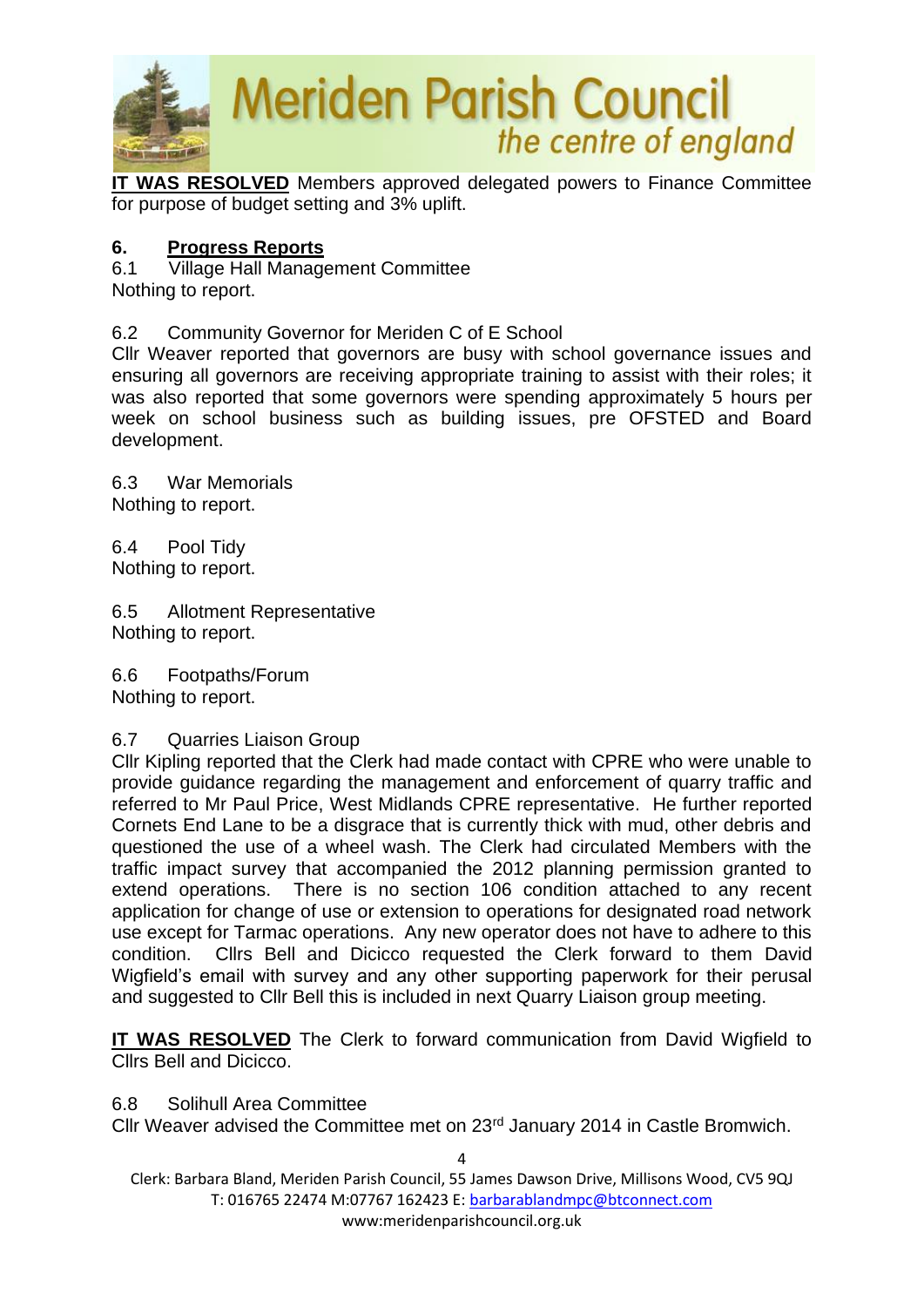**IT WAS RESOLVED** Members approved delegated powers to Finance Committee for purpose of budget setting and 3% uplift.

## 6. Progress Reports

6.1 Village Hall Management Committee
Nothing to report.

6.2 Community Governor for Meriden C of E School
Cllr Weaver reported that governors are busy with school governance issues and ensuring all governors are receiving appropriate training to assist with their roles; it was also reported that some governors were spending approximately 5 hours per week on school business such as building issues, pre OFSTED and Board development.

6.3 War Memorials
Nothing to report.

6.4 Pool Tidy
Nothing to report.

6.5 Allotment Representative
Nothing to report.

6.6 Footpaths/Forum
Nothing to report.

6.7 Quarries Liaison Group
Cllr Kipling reported that the Clerk had made contact with CPRE who were unable to provide guidance regarding the management and enforcement of quarry traffic and referred to Mr Paul Price, West Midlands CPRE representative. He further reported Cornets End Lane to be a disgrace that is currently thick with mud, other debris and questioned the use of a wheel wash. The Clerk had circulated Members with the traffic impact survey that accompanied the 2012 planning permission granted to extend operations. There is no section 106 condition attached to any recent application for change of use or extension to operations for designated road network use except for Tarmac operations. Any new operator does not have to adhere to this condition. Cllrs Bell and Dicicco requested the Clerk forward to them David Wigfield's email with survey and any other supporting paperwork for their perusal and suggested to Cllr Bell this is included in next Quarry Liaison group meeting.

**IT WAS RESOLVED** The Clerk to forward communication from David Wigfield to Cllrs Bell and Dicicco.

6.8 Solihull Area Committee
Cllr Weaver advised the Committee met on 23rd January 2014 in Castle Bromwich.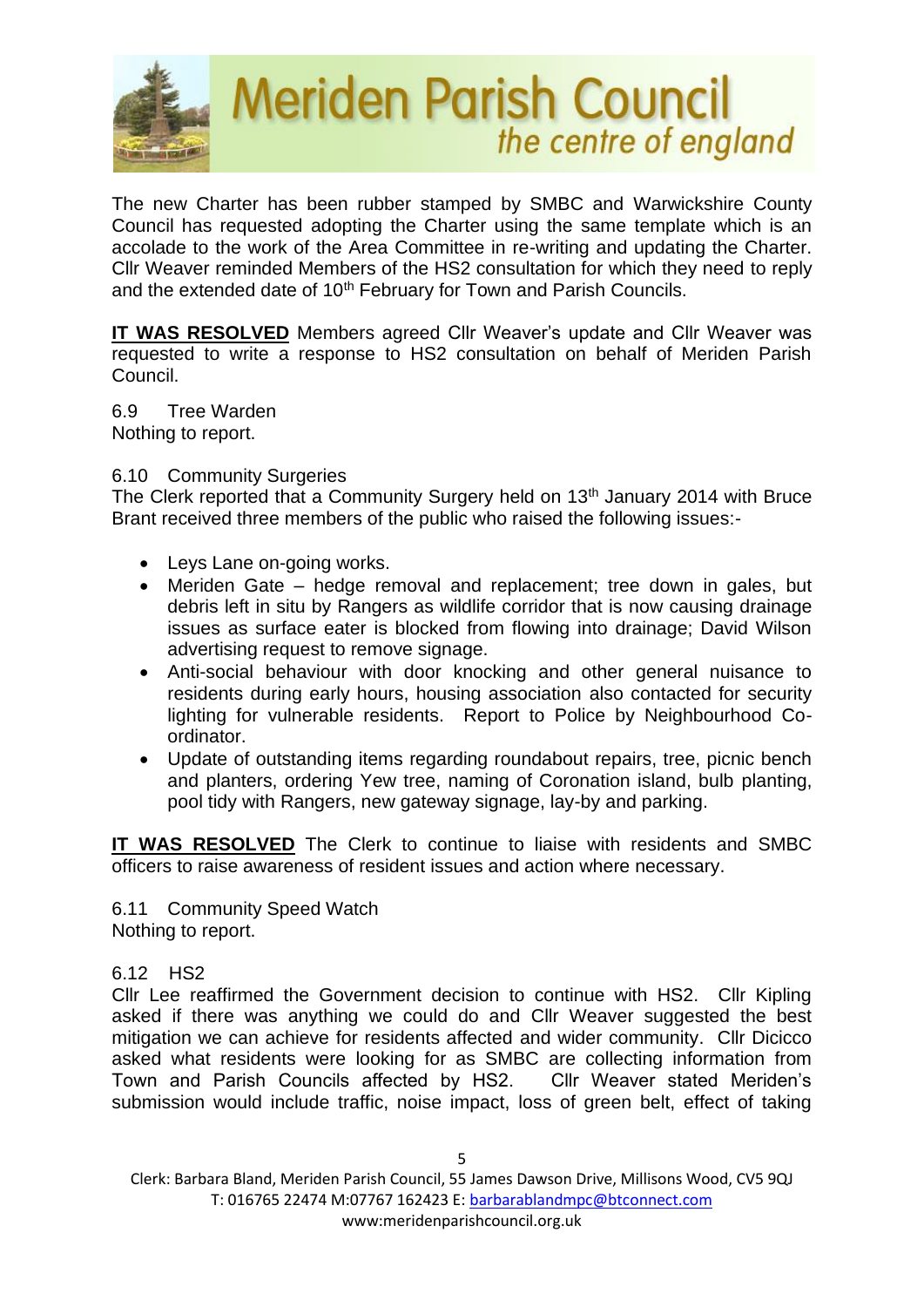The new Charter has been rubber stamped by SMBC and Warwickshire County Council has requested adopting the Charter using the same template which is an accolade to the work of the Area Committee in re-writing and updating the Charter. Cllr Weaver reminded Members of the HS2 consultation for which they need to reply and the extended date of 10th February for Town and Parish Councils.

**IT WAS RESOLVED** Members agreed Cllr Weaver's update and Cllr Weaver was requested to write a response to HS2 consultation on behalf of Meriden Parish Council.

6.9 Tree Warden
Nothing to report.

6.10 Community Surgeries
The Clerk reported that a Community Surgery held on 13th January 2014 with Bruce Brant received three members of the public who raised the following issues:-

- Leys Lane on-going works.
- Meriden Gate – hedge removal and replacement; tree down in gales, but debris left in situ by Rangers as wildlife corridor that is now causing drainage issues as surface eater is blocked from flowing into drainage; David Wilson advertising request to remove signage.
- Anti-social behaviour with door knocking and other general nuisance to residents during early hours, housing association also contacted for security lighting for vulnerable residents. Report to Police by Neighbourhood Co-ordinator.
- Update of outstanding items regarding roundabout repairs, tree, picnic bench and planters, ordering Yew tree, naming of Coronation island, bulb planting, pool tidy with Rangers, new gateway signage, lay-by and parking.

**IT WAS RESOLVED** The Clerk to continue to liaise with residents and SMBC officers to raise awareness of resident issues and action where necessary.

6.11 Community Speed Watch
Nothing to report.

6.12 HS2
Cllr Lee reaffirmed the Government decision to continue with HS2. Cllr Kipling asked if there was anything we could do and Cllr Weaver suggested the best mitigation we can achieve for residents affected and wider community. Cllr Dicicco asked what residents were looking for as SMBC are collecting information from Town and Parish Councils affected by HS2. Cllr Weaver stated Meriden's submission would include traffic, noise impact, loss of green belt, effect of taking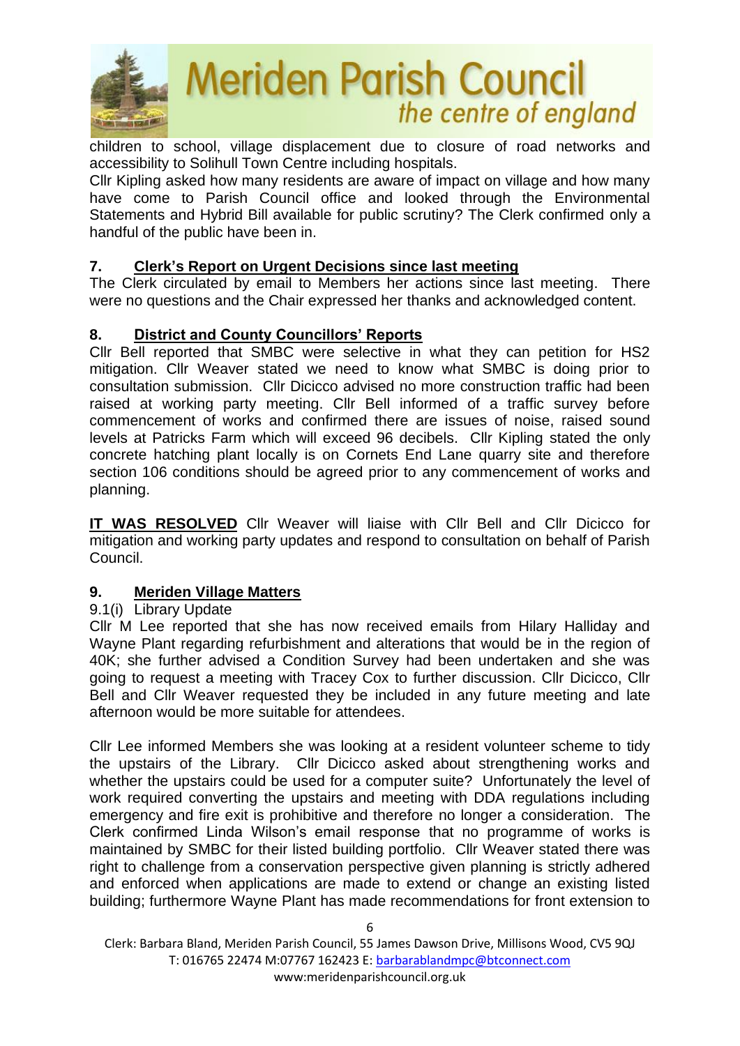children to school, village displacement due to closure of road networks and accessibility to Solihull Town Centre including hospitals.

Cllr Kipling asked how many residents are aware of impact on village and how many have come to Parish Council office and looked through the Environmental Statements and Hybrid Bill available for public scrutiny? The Clerk confirmed only a handful of the public have been in.

## 7. Clerk's Report on Urgent Decisions since last meeting

The Clerk circulated by email to Members her actions since last meeting. There were no questions and the Chair expressed her thanks and acknowledged content.

## 8. District and County Councillors' Reports

Cllr Bell reported that SMBC were selective in what they can petition for HS2 mitigation. Cllr Weaver stated we need to know what SMBC is doing prior to consultation submission. Cllr Dicicco advised no more construction traffic had been raised at working party meeting. Cllr Bell informed of a traffic survey before commencement of works and confirmed there are issues of noise, raised sound levels at Patricks Farm which will exceed 96 decibels. Cllr Kipling stated the only concrete hatching plant locally is on Cornets End Lane quarry site and therefore section 106 conditions should be agreed prior to any commencement of works and planning.

**IT WAS RESOLVED** Cllr Weaver will liaise with Cllr Bell and Cllr Dicicco for mitigation and working party updates and respond to consultation on behalf of Parish Council.

## 9. Meriden Village Matters

9.1(i) Library Update

Cllr M Lee reported that she has now received emails from Hilary Halliday and Wayne Plant regarding refurbishment and alterations that would be in the region of 40K; she further advised a Condition Survey had been undertaken and she was going to request a meeting with Tracey Cox to further discussion. Cllr Dicicco, Cllr Bell and Cllr Weaver requested they be included in any future meeting and late afternoon would be more suitable for attendees.

Cllr Lee informed Members she was looking at a resident volunteer scheme to tidy the upstairs of the Library. Cllr Dicicco asked about strengthening works and whether the upstairs could be used for a computer suite? Unfortunately the level of work required converting the upstairs and meeting with DDA regulations including emergency and fire exit is prohibitive and therefore no longer a consideration. The Clerk confirmed Linda Wilson's email response that no programme of works is maintained by SMBC for their listed building portfolio. Cllr Weaver stated there was right to challenge from a conservation perspective given planning is strictly adhered and enforced when applications are made to extend or change an existing listed building; furthermore Wayne Plant has made recommendations for front extension to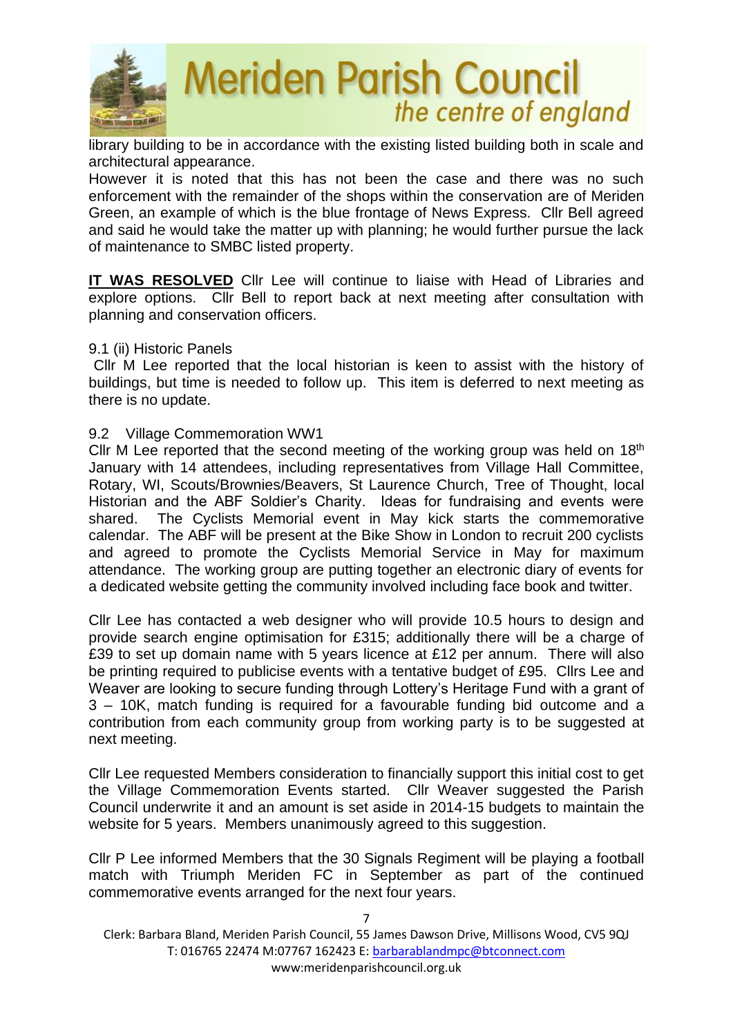library building to be in accordance with the existing listed building both in scale and architectural appearance.

However it is noted that this has not been the case and there was no such enforcement with the remainder of the shops within the conservation are of Meriden Green, an example of which is the blue frontage of News Express. Cllr Bell agreed and said he would take the matter up with planning; he would further pursue the lack of maintenance to SMBC listed property.

**IT WAS RESOLVED** Cllr Lee will continue to liaise with Head of Libraries and explore options. Cllr Bell to report back at next meeting after consultation with planning and conservation officers.

9.1 (ii) Historic Panels

Cllr M Lee reported that the local historian is keen to assist with the history of buildings, but time is needed to follow up. This item is deferred to next meeting as there is no update.

9.2 Village Commemoration WW1

Cllr M Lee reported that the second meeting of the working group was held on 18th January with 14 attendees, including representatives from Village Hall Committee, Rotary, WI, Scouts/Brownies/Beavers, St Laurence Church, Tree of Thought, local Historian and the ABF Soldier's Charity. Ideas for fundraising and events were shared. The Cyclists Memorial event in May kick starts the commemorative calendar. The ABF will be present at the Bike Show in London to recruit 200 cyclists and agreed to promote the Cyclists Memorial Service in May for maximum attendance. The working group are putting together an electronic diary of events for a dedicated website getting the community involved including face book and twitter.

Cllr Lee has contacted a web designer who will provide 10.5 hours to design and provide search engine optimisation for £315; additionally there will be a charge of £39 to set up domain name with 5 years licence at £12 per annum. There will also be printing required to publicise events with a tentative budget of £95. Cllrs Lee and Weaver are looking to secure funding through Lottery's Heritage Fund with a grant of 3 – 10K, match funding is required for a favourable funding bid outcome and a contribution from each community group from working party is to be suggested at next meeting.

Cllr Lee requested Members consideration to financially support this initial cost to get the Village Commemoration Events started. Cllr Weaver suggested the Parish Council underwrite it and an amount is set aside in 2014-15 budgets to maintain the website for 5 years. Members unanimously agreed to this suggestion.

Cllr P Lee informed Members that the 30 Signals Regiment will be playing a football match with Triumph Meriden FC in September as part of the continued commemorative events arranged for the next four years.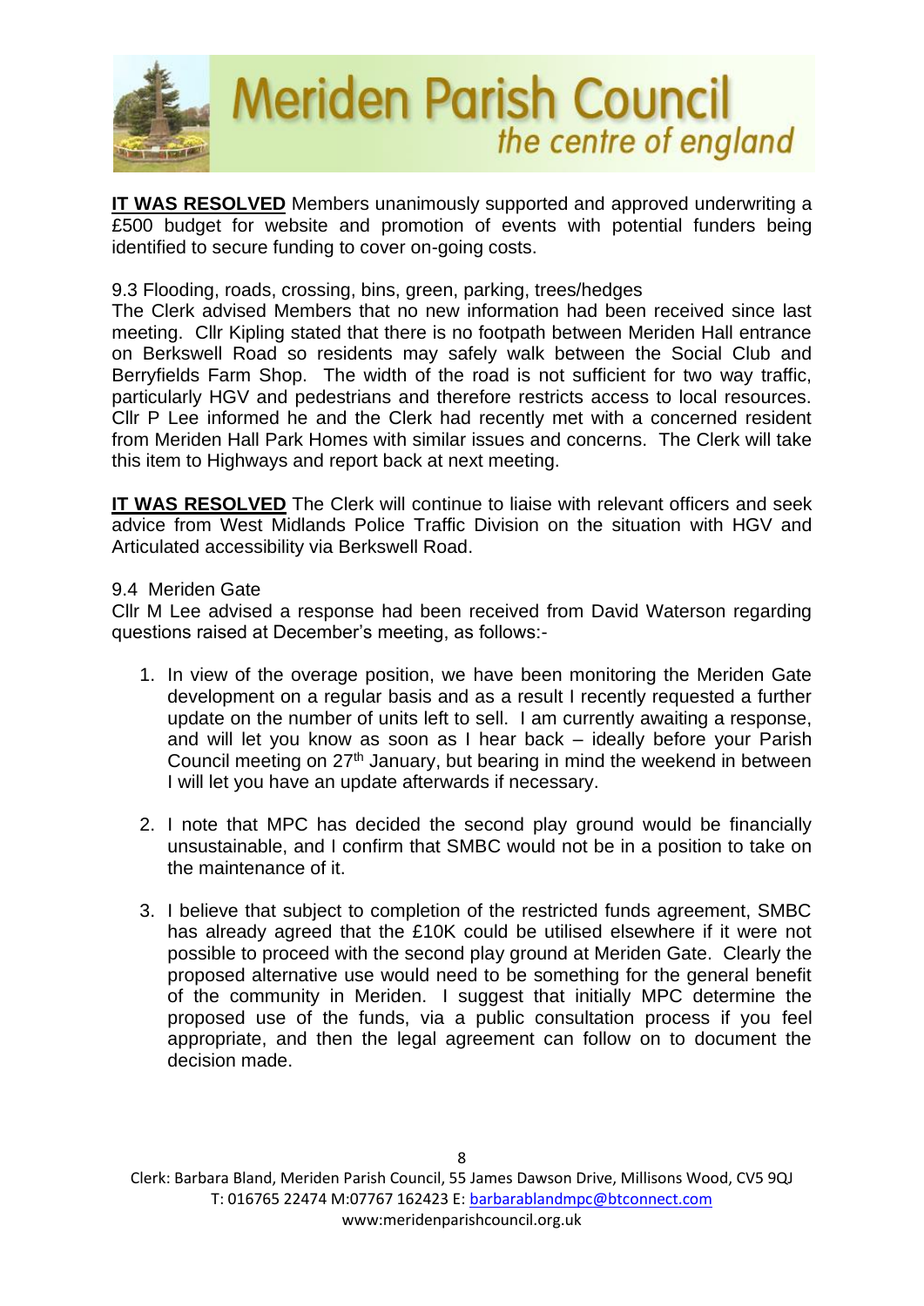**IT WAS RESOLVED** Members unanimously supported and approved underwriting a £500 budget for website and promotion of events with potential funders being identified to secure funding to cover on-going costs.

9.3 Flooding, roads, crossing, bins, green, parking, trees/hedges
The Clerk advised Members that no new information had been received since last meeting. Cllr Kipling stated that there is no footpath between Meriden Hall entrance on Berkswell Road so residents may safely walk between the Social Club and Berryfields Farm Shop. The width of the road is not sufficient for two way traffic, particularly HGV and pedestrians and therefore restricts access to local resources. Cllr P Lee informed he and the Clerk had recently met with a concerned resident from Meriden Hall Park Homes with similar issues and concerns. The Clerk will take this item to Highways and report back at next meeting.

**IT WAS RESOLVED** The Clerk will continue to liaise with relevant officers and seek advice from West Midlands Police Traffic Division on the situation with HGV and Articulated accessibility via Berkswell Road.

9.4 Meriden Gate
Cllr M Lee advised a response had been received from David Waterson regarding questions raised at December's meeting, as follows:-

1. In view of the overage position, we have been monitoring the Meriden Gate development on a regular basis and as a result I recently requested a further update on the number of units left to sell. I am currently awaiting a response, and will let you know as soon as I hear back – ideally before your Parish Council meeting on 27th January, but bearing in mind the weekend in between I will let you have an update afterwards if necessary.

2. I note that MPC has decided the second play ground would be financially unsustainable, and I confirm that SMBC would not be in a position to take on the maintenance of it.

3. I believe that subject to completion of the restricted funds agreement, SMBC has already agreed that the £10K could be utilised elsewhere if it were not possible to proceed with the second play ground at Meriden Gate. Clearly the proposed alternative use would need to be something for the general benefit of the community in Meriden. I suggest that initially MPC determine the proposed use of the funds, via a public consultation process if you feel appropriate, and then the legal agreement can follow on to document the decision made.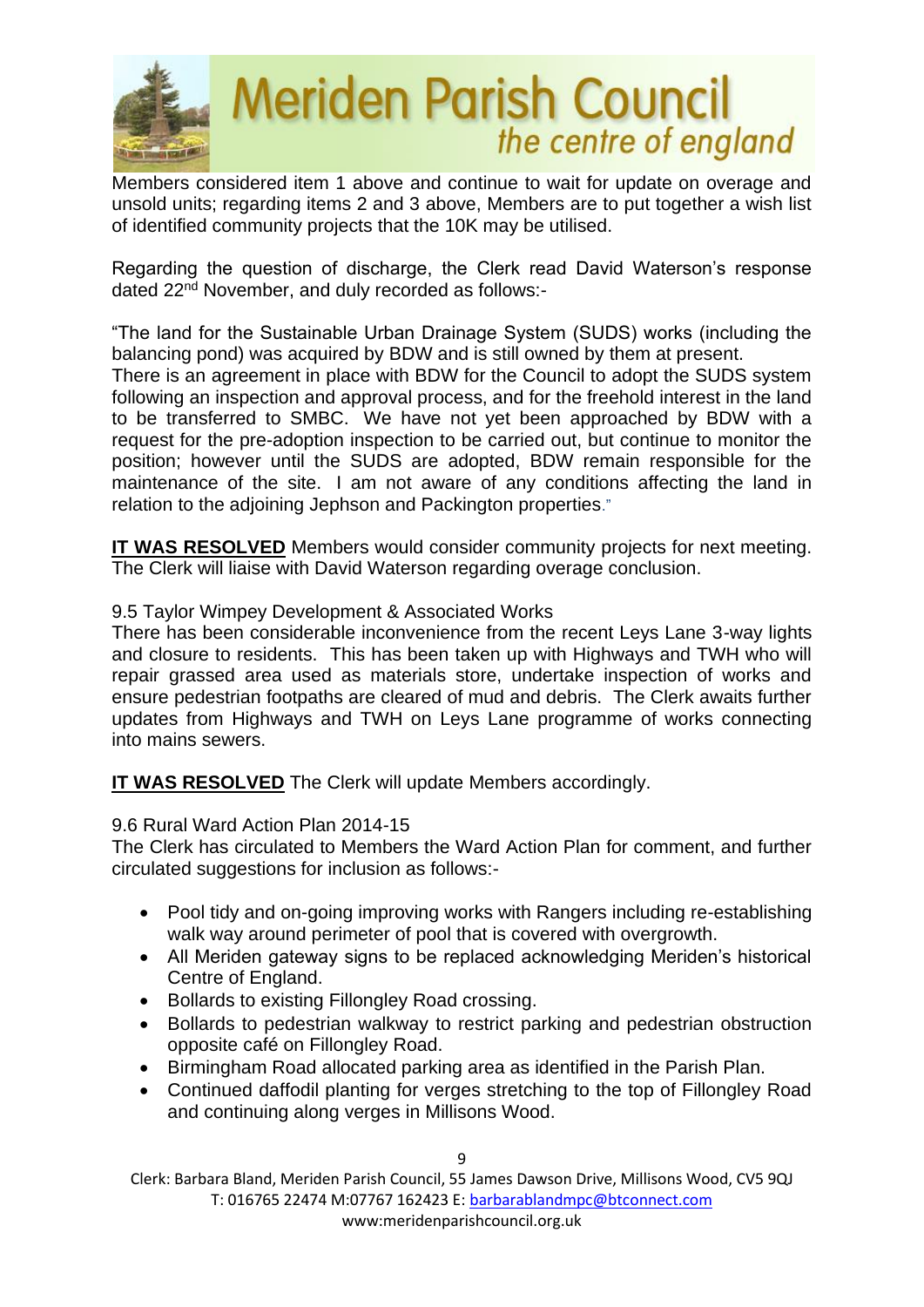Members considered item 1 above and continue to wait for update on overage and unsold units; regarding items 2 and 3 above, Members are to put together a wish list of identified community projects that the 10K may be utilised.

Regarding the question of discharge, the Clerk read David Waterson's response dated 22nd November, and duly recorded as follows:-

"The land for the Sustainable Urban Drainage System (SUDS) works (including the balancing pond) was acquired by BDW and is still owned by them at present.
There is an agreement in place with BDW for the Council to adopt the SUDS system following an inspection and approval process, and for the freehold interest in the land to be transferred to SMBC. We have not yet been approached by BDW with a request for the pre-adoption inspection to be carried out, but continue to monitor the position; however until the SUDS are adopted, BDW remain responsible for the maintenance of the site. I am not aware of any conditions affecting the land in relation to the adjoining Jephson and Packington properties."

**IT WAS RESOLVED** Members would consider community projects for next meeting. The Clerk will liaise with David Waterson regarding overage conclusion.

9.5 Taylor Wimpey Development & Associated Works
There has been considerable inconvenience from the recent Leys Lane 3-way lights and closure to residents. This has been taken up with Highways and TWH who will repair grassed area used as materials store, undertake inspection of works and ensure pedestrian footpaths are cleared of mud and debris. The Clerk awaits further updates from Highways and TWH on Leys Lane programme of works connecting into mains sewers.

**IT WAS RESOLVED** The Clerk will update Members accordingly.

9.6 Rural Ward Action Plan 2014-15
The Clerk has circulated to Members the Ward Action Plan for comment, and further circulated suggestions for inclusion as follows:-

- Pool tidy and on-going improving works with Rangers including re-establishing walk way around perimeter of pool that is covered with overgrowth.
- All Meriden gateway signs to be replaced acknowledging Meriden's historical Centre of England.
- Bollards to existing Fillongley Road crossing.
- Bollards to pedestrian walkway to restrict parking and pedestrian obstruction opposite café on Fillongley Road.
- Birmingham Road allocated parking area as identified in the Parish Plan.
- Continued daffodil planting for verges stretching to the top of Fillongley Road and continuing along verges in Millisons Wood.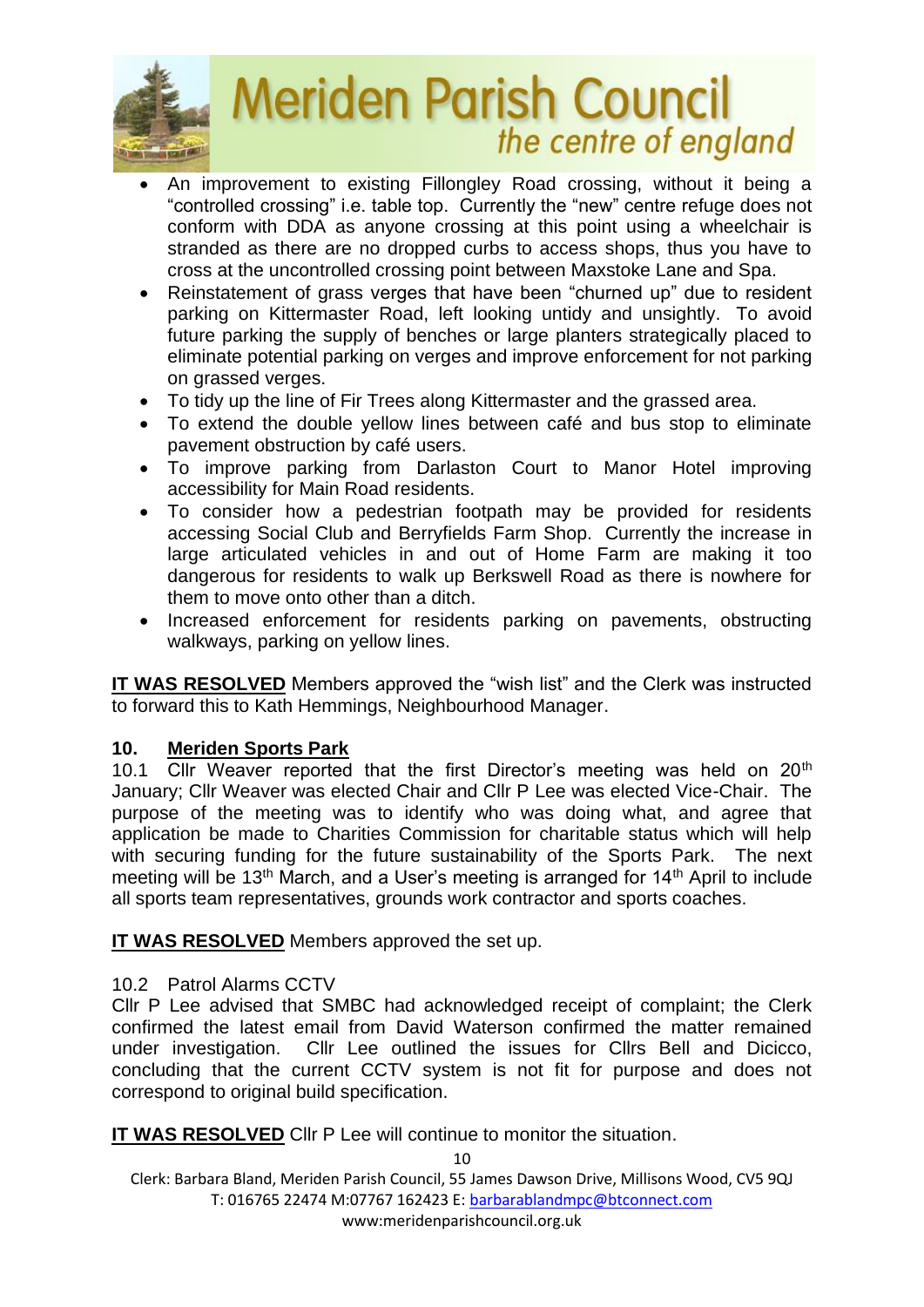- An improvement to existing Fillongley Road crossing, without it being a "controlled crossing" i.e. table top. Currently the "new" centre refuge does not conform with DDA as anyone crossing at this point using a wheelchair is stranded as there are no dropped curbs to access shops, thus you have to cross at the uncontrolled crossing point between Maxstoke Lane and Spa.
- Reinstatement of grass verges that have been "churned up" due to resident parking on Kittermaster Road, left looking untidy and unsightly. To avoid future parking the supply of benches or large planters strategically placed to eliminate potential parking on verges and improve enforcement for not parking on grassed verges.
- To tidy up the line of Fir Trees along Kittermaster and the grassed area.
- To extend the double yellow lines between café and bus stop to eliminate pavement obstruction by café users.
- To improve parking from Darlaston Court to Manor Hotel improving accessibility for Main Road residents.
- To consider how a pedestrian footpath may be provided for residents accessing Social Club and Berryfields Farm Shop. Currently the increase in large articulated vehicles in and out of Home Farm are making it too dangerous for residents to walk up Berkswell Road as there is nowhere for them to move onto other than a ditch.
- Increased enforcement for residents parking on pavements, obstructing walkways, parking on yellow lines.

**IT WAS RESOLVED** Members approved the "wish list" and the Clerk was instructed to forward this to Kath Hemmings, Neighbourhood Manager.

## 10. Meriden Sports Park

10.1 Cllr Weaver reported that the first Director's meeting was held on 20th January; Cllr Weaver was elected Chair and Cllr P Lee was elected Vice-Chair. The purpose of the meeting was to identify who was doing what, and agree that application be made to Charities Commission for charitable status which will help with securing funding for the future sustainability of the Sports Park. The next meeting will be 13th March, and a User's meeting is arranged for 14th April to include all sports team representatives, grounds work contractor and sports coaches.

**IT WAS RESOLVED** Members approved the set up.

10.2 Patrol Alarms CCTV

Cllr P Lee advised that SMBC had acknowledged receipt of complaint; the Clerk confirmed the latest email from David Waterson confirmed the matter remained under investigation. Cllr Lee outlined the issues for Cllrs Bell and Dicicco, concluding that the current CCTV system is not fit for purpose and does not correspond to original build specification.

**IT WAS RESOLVED** Cllr P Lee will continue to monitor the situation.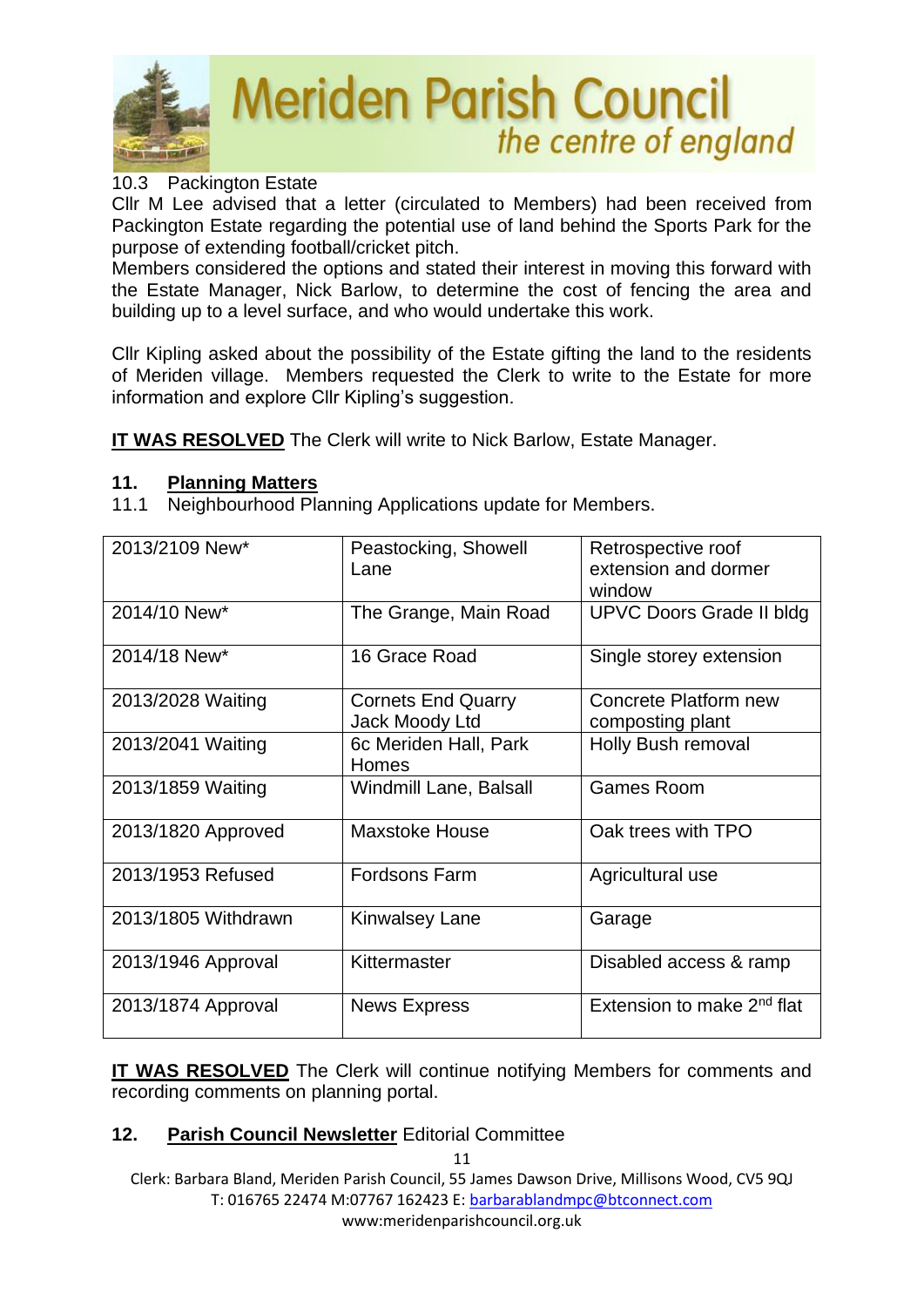10.3 Packington Estate

Cllr M Lee advised that a letter (circulated to Members) had been received from Packington Estate regarding the potential use of land behind the Sports Park for the purpose of extending football/cricket pitch.

Members considered the options and stated their interest in moving this forward with the Estate Manager, Nick Barlow, to determine the cost of fencing the area and building up to a level surface, and who would undertake this work.

Cllr Kipling asked about the possibility of the Estate gifting the land to the residents of Meriden village. Members requested the Clerk to write to the Estate for more information and explore Cllr Kipling's suggestion.

**IT WAS RESOLVED** The Clerk will write to Nick Barlow, Estate Manager.

## 11. Planning Matters

11.1 Neighbourhood Planning Applications update for Members.

| Application | Location | Details |
|---|---|---|
| 2013/2109 New* | Peastocking, Showell Lane | Retrospective roof extension and dormer window |
| 2014/10 New* | The Grange, Main Road | UPVC Doors Grade II bldg |
| 2014/18 New* | 16 Grace Road | Single storey extension |
| 2013/2028 Waiting | Cornets End Quarry Jack Moody Ltd | Concrete Platform new composting plant |
| 2013/2041 Waiting | 6c Meriden Hall, Park Homes | Holly Bush removal |
| 2013/1859 Waiting | Windmill Lane, Balsall | Games Room |
| 2013/1820 Approved | Maxstoke House | Oak trees with TPO |
| 2013/1953 Refused | Fordsons Farm | Agricultural use |
| 2013/1805 Withdrawn | Kinwalsey Lane | Garage |
| 2013/1946 Approval | Kittermaster | Disabled access & ramp |
| 2013/1874 Approval | News Express | Extension to make 2nd flat |

**IT WAS RESOLVED** The Clerk will continue notifying Members for comments and recording comments on planning portal.

## 12. Parish Council Newsletter Editorial Committee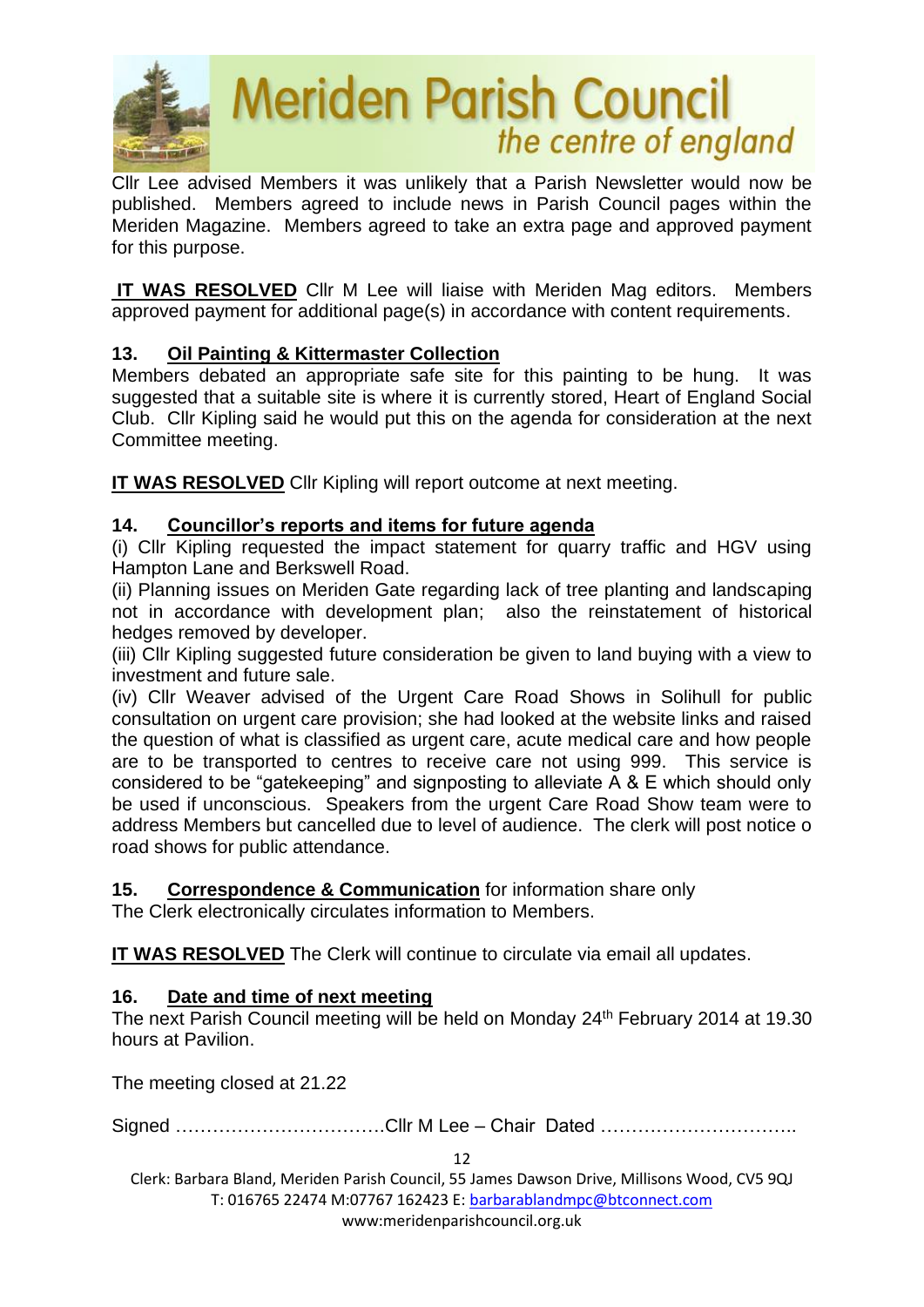Cllr Lee advised Members it was unlikely that a Parish Newsletter would now be published. Members agreed to include news in Parish Council pages within the Meriden Magazine. Members agreed to take an extra page and approved payment for this purpose.

**IT WAS RESOLVED** Cllr M Lee will liaise with Meriden Mag editors. Members approved payment for additional page(s) in accordance with content requirements.

### 13. Oil Painting & Kittermaster Collection

Members debated an appropriate safe site for this painting to be hung. It was suggested that a suitable site is where it is currently stored, Heart of England Social Club. Cllr Kipling said he would put this on the agenda for consideration at the next Committee meeting.

**IT WAS RESOLVED** Cllr Kipling will report outcome at next meeting.

### 14. Councillor's reports and items for future agenda

(i) Cllr Kipling requested the impact statement for quarry traffic and HGV using Hampton Lane and Berkswell Road.
(ii) Planning issues on Meriden Gate regarding lack of tree planting and landscaping not in accordance with development plan; also the reinstatement of historical hedges removed by developer.
(iii) Cllr Kipling suggested future consideration be given to land buying with a view to investment and future sale.
(iv) Cllr Weaver advised of the Urgent Care Road Shows in Solihull for public consultation on urgent care provision; she had looked at the website links and raised the question of what is classified as urgent care, acute medical care and how people are to be transported to centres to receive care not using 999. This service is considered to be "gatekeeping" and signposting to alleviate A & E which should only be used if unconscious. Speakers from the urgent Care Road Show team were to address Members but cancelled due to level of audience. The clerk will post notice o road shows for public attendance.

### 15. Correspondence & Communication for information share only

The Clerk electronically circulates information to Members.

**IT WAS RESOLVED** The Clerk will continue to circulate via email all updates.

### 16. Date and time of next meeting

The next Parish Council meeting will be held on Monday 24th February 2014 at 19.30 hours at Pavilion.

The meeting closed at 21.22

Signed …………………………….Cllr M Lee – Chair Dated …………………………..

Clerk: Barbara Bland, Meriden Parish Council, 55 James Dawson Drive, Millisons Wood, CV5 9QJ
T: 016765 22474 M:07767 162423 E: barbarablandmpc@btconnect.com
www:meridenparishcouncil.org.uk